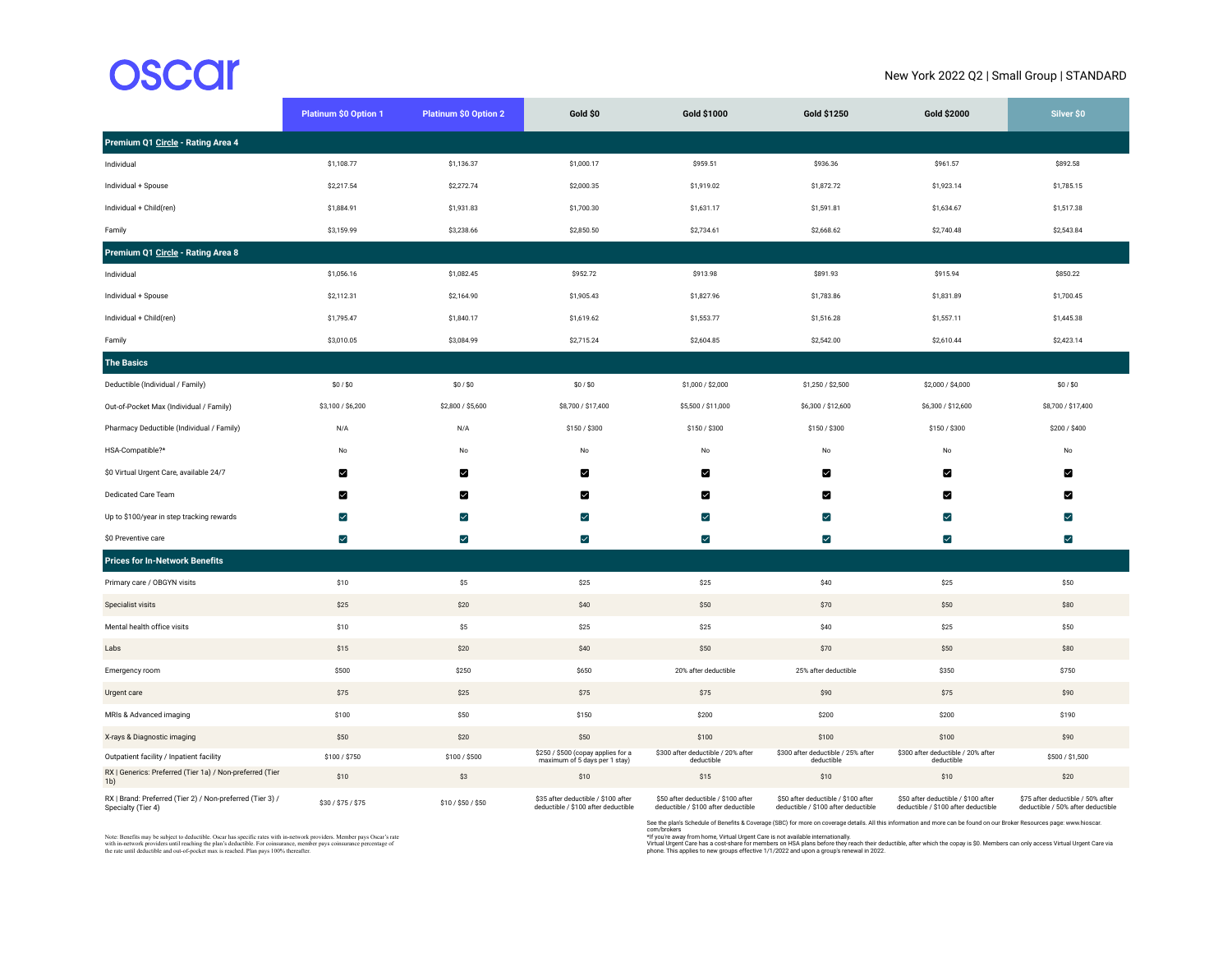# oscar

New York 2022 Q2 | Small Group | STANDARD

| | Platinum $0 Option 1 | Platinum $0 Option 2 | Gold $0 | Gold $1000 | Gold $1250 | Gold $2000 | Silver $0 |
|---|---|---|---|---|---|---|---|
| **Premium Q1 Circle - Rating Area 4** | | | | | | | |
| Individual | $1,108.77 | $1,136.37 | $1,000.17 | $959.51 | $936.36 | $961.57 | $892.58 |
| Individual + Spouse | $2,217.54 | $2,272.74 | $2,000.35 | $1,919.02 | $1,872.72 | $1,923.14 | $1,785.15 |
| Individual + Child(ren) | $1,884.91 | $1,931.83 | $1,700.30 | $1,631.17 | $1,591.81 | $1,634.67 | $1,517.38 |
| Family | $3,159.99 | $3,238.66 | $2,850.50 | $2,734.61 | $2,668.62 | $2,740.48 | $2,543.84 |
| **Premium Q1 Circle - Rating Area 8** | | | | | | | |
| Individual | $1,056.16 | $1,082.45 | $952.72 | $913.98 | $891.93 | $915.94 | $850.22 |
| Individual + Spouse | $2,112.31 | $2,164.90 | $1,905.43 | $1,827.96 | $1,783.86 | $1,831.89 | $1,700.45 |
| Individual + Child(ren) | $1,795.47 | $1,840.17 | $1,619.62 | $1,553.77 | $1,516.28 | $1,557.11 | $1,445.38 |
| Family | $3,010.05 | $3,084.99 | $2,715.24 | $2,604.85 | $2,542.00 | $2,610.44 | $2,423.14 |
| **The Basics** | | | | | | | |
| Deductible (Individual / Family) | $0 / $0 | $0 / $0 | $0 / $0 | $1,000 / $2,000 | $1,250 / $2,500 | $2,000 / $4,000 | $0 / $0 |
| Out-of-Pocket Max (Individual / Family) | $3,100 / $6,200 | $2,800 / $5,600 | $8,700 / $17,400 | $5,500 / $11,000 | $6,300 / $12,600 | $6,300 / $12,600 | $8,700 / $17,400 |
| Pharmacy Deductible (Individual / Family) | N/A | N/A | $150 / $300 | $150 / $300 | $150 / $300 | $150 / $300 | $200 / $400 |
| HSA-Compatible?* | No | No | No | No | No | No | No |
| $0 Virtual Urgent Care, available 24/7 | ✓ | ✓ | ✓ | ✓ | ✓ | ✓ | ✓ |
| Dedicated Care Team | ✓ | ✓ | ✓ | ✓ | ✓ | ✓ | ✓ |
| Up to $100/year in step tracking rewards | ✓ | ✓ | ✓ | ✓ | ✓ | ✓ | ✓ |
| $0 Preventive care | ✓ | ✓ | ✓ | ✓ | ✓ | ✓ | ✓ |
| **Prices for In-Network Benefits** | | | | | | | |
| Primary care / OBGYN visits | $10 | $5 | $25 | $25 | $40 | $25 | $50 |
| Specialist visits | $25 | $20 | $40 | $50 | $70 | $50 | $80 |
| Mental health office visits | $10 | $5 | $25 | $25 | $40 | $25 | $50 |
| Labs | $15 | $20 | $40 | $50 | $70 | $50 | $80 |
| Emergency room | $500 | $250 | $650 | 20% after deductible | 25% after deductible | $350 | $750 |
| Urgent care | $75 | $25 | $75 | $75 | $90 | $75 | $90 |
| MRIs & Advanced imaging | $100 | $50 | $150 | $200 | $200 | $200 | $190 |
| X-rays & Diagnostic imaging | $50 | $20 | $50 | $100 | $100 | $100 | $90 |
| Outpatient facility / Inpatient facility | $100 / $750 | $100 / $500 | $250 / $500 (copay applies for a maximum of 5 days per 1 stay) | $300 after deductible / 20% after deductible | $300 after deductible / 25% after deductible | $300 after deductible / 20% after deductible | $500 / $1,500 |
| RX \| Generics: Preferred (Tier 1a) / Non-preferred (Tier 1b) | $10 | $3 | $10 | $15 | $10 | $10 | $20 |
| RX \| Brand: Preferred (Tier 2) / Non-preferred (Tier 3) / Specialty (Tier 4) | $30 / $75 / $75 | $10 / $50 / $50 | $35 after deductible / $100 after deductible / $100 after deductible | $50 after deductible / $100 after deductible / $100 after deductible | $50 after deductible / $100 after deductible / $100 after deductible | $50 after deductible / $100 after deductible / $100 after deductible | $75 after deductible / 50% after deductible / 50% after deductible |

Note: Benefits may be subject to deductible. Oscar has specific rates with in-network providers. Member pays Oscar's rate with in-network providers until reaching the plan's deductible. For coinsurance, member pays coinsurance percentage of the rate until deductible and out-of-pocket max is reached. Plan pays 100% thereafter.

See the plan's Schedule of Benefits & Coverage (SBC) for more on coverage details. All this information and more can be found on our Broker Resources page: www.hioscar.com/brokers

*If you're away from home, Virtual Urgent Care is not available internationally.

Virtual Urgent Care has a cost-share for members on HSA plans before they reach their deductible, after which the copay is $0. Members can only access Virtual Urgent Care via phone. This applies to new groups effective 1/1/2022 and upon a group's renewal in 2022.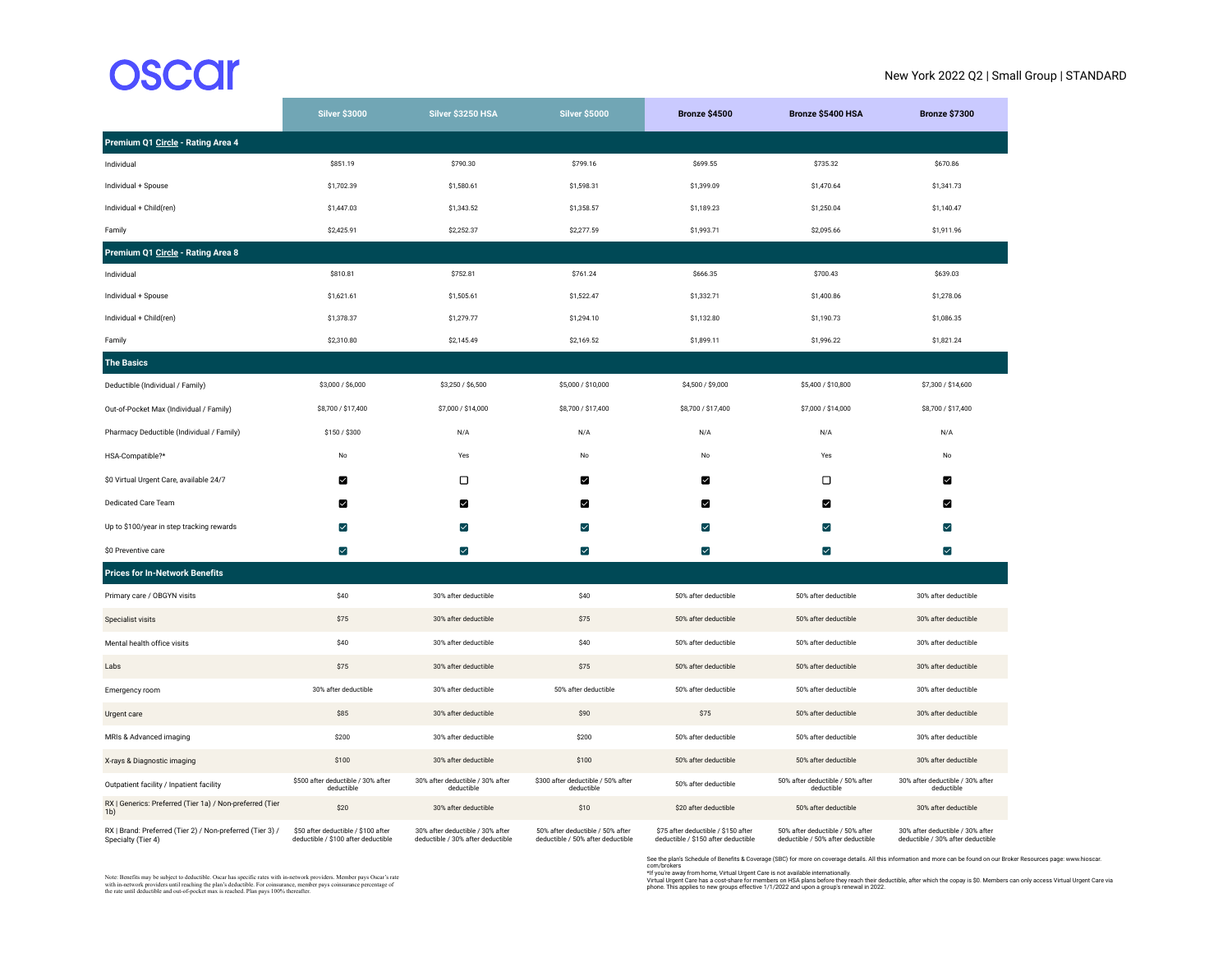oscar

New York 2022 Q2 | Small Group | STANDARD

| | Silver $3000 | Silver $3250 HSA | Silver $5000 | Bronze $4500 | Bronze $5400 HSA | Bronze $7300 |
|---|---|---|---|---|---|---|
| **Premium Q1 Circle - Rating Area 4** | | | | | | |
| Individual | $851.19 | $790.30 | $799.16 | $699.55 | $735.32 | $670.86 |
| Individual + Spouse | $1,702.39 | $1,580.61 | $1,598.31 | $1,399.09 | $1,470.64 | $1,341.73 |
| Individual + Child(ren) | $1,447.03 | $1,343.52 | $1,358.57 | $1,189.23 | $1,250.04 | $1,140.47 |
| Family | $2,425.91 | $2,252.37 | $2,277.59 | $1,993.71 | $2,095.66 | $1,911.96 |
| **Premium Q1 Circle - Rating Area 8** | | | | | | |
| Individual | $810.81 | $752.81 | $761.24 | $666.35 | $700.43 | $639.03 |
| Individual + Spouse | $1,621.61 | $1,505.61 | $1,522.47 | $1,332.71 | $1,400.86 | $1,278.06 |
| Individual + Child(ren) | $1,378.37 | $1,279.77 | $1,294.10 | $1,132.80 | $1,190.73 | $1,086.35 |
| Family | $2,310.80 | $2,145.49 | $2,169.52 | $1,899.11 | $1,996.22 | $1,821.24 |
| **The Basics** | | | | | | |
| Deductible (Individual / Family) | $3,000 / $6,000 | $3,250 / $6,500 | $5,000 / $10,000 | $4,500 / $9,000 | $5,400 / $10,800 | $7,300 / $14,600 |
| Out-of-Pocket Max (Individual / Family) | $8,700 / $17,400 | $7,000 / $14,000 | $8,700 / $17,400 | $8,700 / $17,400 | $7,000 / $14,000 | $8,700 / $17,400 |
| Pharmacy Deductible (Individual / Family) | $150 / $300 | N/A | N/A | N/A | N/A | N/A |
| HSA-Compatible?* | No | Yes | No | No | Yes | No |
| $0 Virtual Urgent Care, available 24/7 | ☑ | ☐ | ☑ | ☑ | ☐ | ☑ |
| Dedicated Care Team | ☑ | ☑ | ☑ | ☑ | ☑ | ☑ |
| Up to $100/year in step tracking rewards | ☑ | ☑ | ☑ | ☑ | ☑ | ☑ |
| $0 Preventive care | ☑ | ☑ | ☑ | ☑ | ☑ | ☑ |
| **Prices for In-Network Benefits** | | | | | | |
| Primary care / OBGYN visits | $40 | 30% after deductible | $40 | 50% after deductible | 50% after deductible | 30% after deductible |
| Specialist visits | $75 | 30% after deductible | $75 | 50% after deductible | 50% after deductible | 30% after deductible |
| Mental health office visits | $40 | 30% after deductible | $40 | 50% after deductible | 50% after deductible | 30% after deductible |
| Labs | $75 | 30% after deductible | $75 | 50% after deductible | 50% after deductible | 30% after deductible |
| Emergency room | 30% after deductible | 30% after deductible | 50% after deductible | 50% after deductible | 50% after deductible | 30% after deductible |
| Urgent care | $85 | 30% after deductible | $90 | $75 | 50% after deductible | 30% after deductible |
| MRIs & Advanced imaging | $200 | 30% after deductible | $200 | 50% after deductible | 50% after deductible | 30% after deductible |
| X-rays & Diagnostic imaging | $100 | 30% after deductible | $100 | 50% after deductible | 50% after deductible | 30% after deductible |
| Outpatient facility / Inpatient facility | $500 after deductible / 30% after deductible | 30% after deductible / 30% after deductible | $300 after deductible / 50% after deductible | 50% after deductible | 50% after deductible / 50% after deductible | 30% after deductible / 30% after deductible |
| RX \| Generics: Preferred (Tier 1a) / Non-preferred (Tier 1b) | $20 | 30% after deductible | $10 | $20 after deductible | 50% after deductible | 30% after deductible |
| RX \| Brand: Preferred (Tier 2) / Non-preferred (Tier 3) / Specialty (Tier 4) | $50 after deductible / $100 after deductible / $100 after deductible | 30% after deductible / 30% after deductible / 30% after deductible | 50% after deductible / 50% after deductible / 50% after deductible | $75 after deductible / $150 after deductible / $150 after deductible | 50% after deductible / 50% after deductible / 50% after deductible | 30% after deductible / 30% after deductible / 30% after deductible |

Note: Benefits may be subject to deductible. Oscar has specific rates with in-network providers. Member pays Oscar's rate with in-network providers until reaching the plan's deductible. For coinsurance, member pays coinsurance percentage of the rate until deductible and out-of-pocket max is reached. Plan pays 100% thereafter.

See the plan's Schedule of Benefits & Coverage (SBC) for more on coverage details. All this information and more can be found on our Broker Resources page: www.hioscar.com/brokers

*If you're away from home, Virtual Urgent Care is not available internationally.

Virtual Urgent Care has a cost-share for members on HSA plans before they reach their deductible, after which the copay is $0. Members can only access Virtual Urgent Care via phone. This applies to new groups effective 1/1/2022 and upon a group's renewal in 2022.